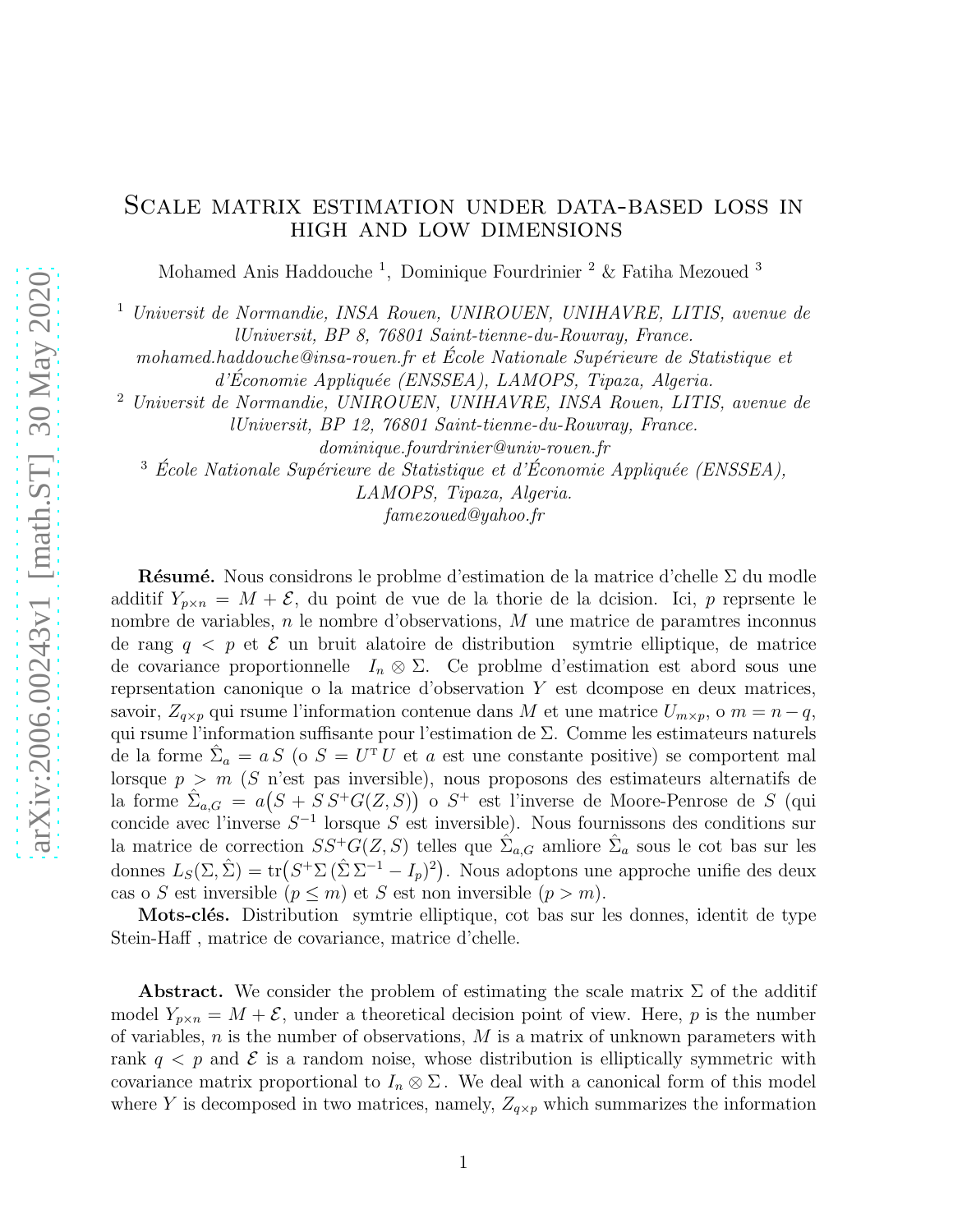# Scale matrix estimation under data-based loss in high and low dimensions

Mohamed Anis Haddouche [1], Dominique Fourdrinier [2] & Fatiha Mezoued [3]

[1] *Universit de Normandie, INSA Rouen, UNIROUEN, UNIHAVRE, LITIS, avenue de lUniversit, BP 8, 76801 Saint-tienne-du-Rouvray, France. mohamed.haddouche@insa-rouen.fr et École Nationale Supérieure de Statistique et d'Économie Appliquée (ENSSEA), LAMOPS, Tipaza, Algeria.*

[2] *Universit de Normandie, UNIROUEN, UNIHAVRE, INSA Rouen, LITIS, avenue de lUniversit, BP 12, 76801 Saint-tienne-du-Rouvray, France. dominique.fourdrinier@univ-rouen.fr*

[3] *École Nationale Supérieure de Statistique et d'Économie Appliquée (ENSSEA), LAMOPS, Tipaza, Algeria. famezoued@yahoo.fr*

**Résumé.** Nous considrons le problme d'estimation de la matrice d'chelle $\Sigma$ du modle additif $Y_{p\times n} = M + \mathcal{E}$, du point de vue de la thorie de la dcision. Ici, $p$ reprsente le nombre de variables, $n$ le nombre d'observations, $M$ une matrice de paramtres inconnus de rang $q < p$ et $\mathcal{E}$ un bruit alatoire de distribution symtrie elliptique, de matrice de covariance proportionnelle $I_n \otimes \Sigma$. Ce problme d'estimation est abord sous une reprsentation canonique o la matrice d'observation $Y$ est dcompose en deux matrices, savoir, $Z_{q\times p}$ qui rsume l'information contenue dans $M$ et une matrice $U_{m\times p}$, o $m = n - q$, qui rsume l'information suffisante pour l'estimation de $\Sigma$. Comme les estimateurs naturels de la forme $\hat{\Sigma}_a = a\,S$ (o $S = U^{\top} U$ et $a$ est une constante positive) se comportent mal lorsque $p > m$ ($S$ n'est pas inversible), nous proposons des estimateurs alternatifs de la forme $\hat{\Sigma}_{a,G} = a\big(S + S\,S^{+}G(Z,S)\big)$ o $S^{+}$ est l'inverse de Moore-Penrose de $S$ (qui concide avec l'inverse $S^{-1}$ lorsque $S$ est inversible). Nous fournissons des conditions sur la matrice de correction $SS^{+}G(Z,S)$ telles que $\hat{\Sigma}_{a,G}$ amliore $\hat{\Sigma}_a$ sous le cot bas sur les donnes $L_S(\Sigma,\hat{\Sigma}) = \operatorname{tr}\big(S^{+}\Sigma\,(\hat{\Sigma}\,\Sigma^{-1} - I_p)^2\big)$. Nous adoptons une approche unifie des deux cas o $S$ est inversible ($p \leq m$) et $S$ est non inversible ($p > m$).

**Mots-clés.** Distribution symtrie elliptique, cot bas sur les donnes, identit de type Stein-Haff , matrice de covariance, matrice d'chelle.

**Abstract.** We consider the problem of estimating the scale matrix $\Sigma$ of the additif model $Y_{p\times n} = M + \mathcal{E}$, under a theoretical decision point of view. Here, $p$ is the number of variables, $n$ is the number of observations, $M$ is a matrix of unknown parameters with rank $q < p$ and $\mathcal{E}$ is a random noise, whose distribution is elliptically symmetric with covariance matrix proportional to $I_n \otimes \Sigma$. We deal with a canonical form of this model where $Y$ is decomposed in two matrices, namely, $Z_{q\times p}$ which summarizes the information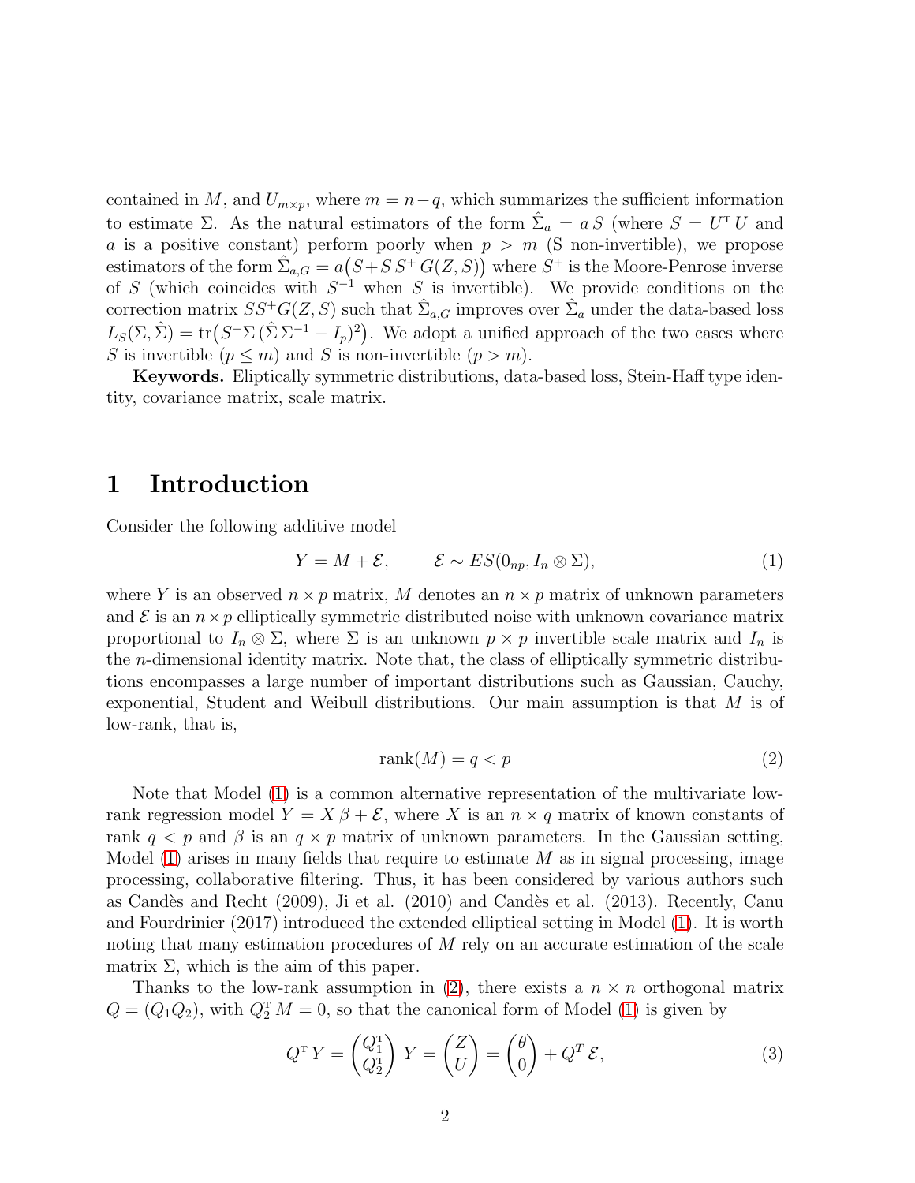contained in $M$, and $U_{m\times p}$, where $m = n-q$, which summarizes the sufficient information to estimate $\Sigma$. As the natural estimators of the form $\hat{\Sigma}_a = a\, S$ (where $S = U^{\scriptscriptstyle T} U$ and $a$ is a positive constant) perform poorly when $p > m$ (S non-invertible), we propose estimators of the form $\hat{\Sigma}_{a,G} = a\big(S + S\, S^{+}\, G(Z,S)\big)$ where $S^{+}$ is the Moore-Penrose inverse of $S$ (which coincides with $S^{-1}$ when $S$ is invertible). We provide conditions on the correction matrix $SS^{+}G(Z,S)$ such that $\hat{\Sigma}_{a,G}$ improves over $\hat{\Sigma}_a$ under the data-based loss $L_S(\Sigma,\hat{\Sigma}) = \mathrm{tr}\big(S^{+}\Sigma\,(\hat{\Sigma}\,\Sigma^{-1} - I_p)^2\big)$. We adopt a unified approach of the two cases where $S$ is invertible $(p \leq m)$ and $S$ is non-invertible $(p > m)$.

**Keywords.** Eliptically symmetric distributions, data-based loss, Stein-Haff type identity, covariance matrix, scale matrix.

# 1 Introduction

Consider the following additive model

$$Y = M + \mathcal{E}, \qquad \mathcal{E} \sim ES(0_{np}, I_n \otimes \Sigma), \tag{1}$$

where $Y$ is an observed $n \times p$ matrix, $M$ denotes an $n \times p$ matrix of unknown parameters and $\mathcal{E}$ is an $n \times p$ elliptically symmetric distributed noise with unknown covariance matrix proportional to $I_n \otimes \Sigma$, where $\Sigma$ is an unknown $p \times p$ invertible scale matrix and $I_n$ is the $n$-dimensional identity matrix. Note that, the class of elliptically symmetric distributions encompasses a large number of important distributions such as Gaussian, Cauchy, exponential, Student and Weibull distributions. Our main assumption is that $M$ is of low-rank, that is,

$$\mathrm{rank}(M) = q < p \tag{2}$$

Note that Model (1) is a common alternative representation of the multivariate low-rank regression model $Y = X\,\beta + \mathcal{E}$, where $X$ is an $n \times q$ matrix of known constants of rank $q < p$ and $\beta$ is an $q \times p$ matrix of unknown parameters. In the Gaussian setting, Model (1) arises in many fields that require to estimate $M$ as in signal processing, image processing, collaborative filtering. Thus, it has been considered by various authors such as Candès and Recht (2009), Ji et al. (2010) and Candès et al. (2013). Recently, Canu and Fourdrinier (2017) introduced the extended elliptical setting in Model (1). It is worth noting that many estimation procedures of $M$ rely on an accurate estimation of the scale matrix $\Sigma$, which is the aim of this paper.

Thanks to the low-rank assumption in (2), there exists a $n \times n$ orthogonal matrix $Q = (Q_1 Q_2)$, with $Q_2^{\scriptscriptstyle T} M = 0$, so that the canonical form of Model (1) is given by

$$Q^{\scriptscriptstyle T}\, Y = \begin{pmatrix} Q_1^{\scriptscriptstyle T} \\ Q_2^{\scriptscriptstyle T} \end{pmatrix} Y = \begin{pmatrix} Z \\ U \end{pmatrix} = \begin{pmatrix} \theta \\ 0 \end{pmatrix} + Q^{T}\,\mathcal{E}, \tag{3}$$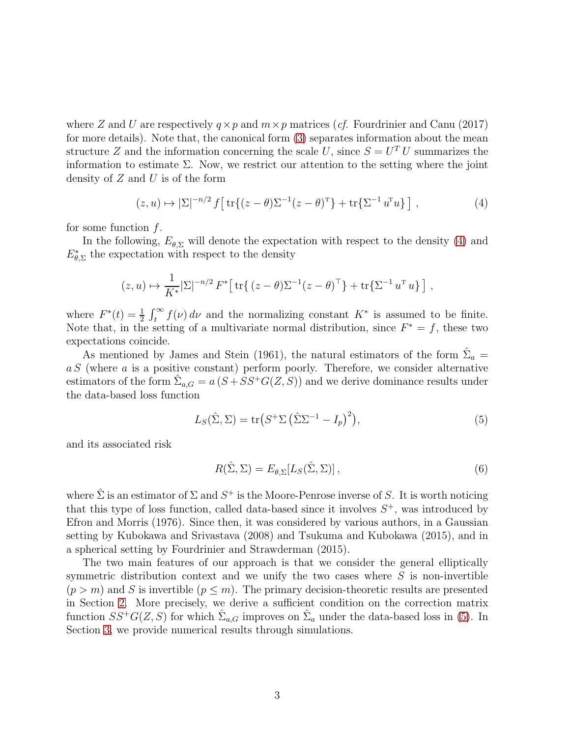where $Z$ and $U$ are respectively $q \times p$ and $m \times p$ matrices (*cf.* Fourdrinier and Canu (2017) for more details). Note that, the canonical form (3) separates information about the mean structure $Z$ and the information concerning the scale $U$, since $S = U^T U$ summarizes the information to estimate $\Sigma$. Now, we restrict our attention to the setting where the joint density of $Z$ and $U$ is of the form

$$(z, u) \mapsto |\Sigma|^{-n/2} \, f\big[\, \mathrm{tr}\{(z - \theta)\Sigma^{-1}(z - \theta)^{\mathrm{T}}\} + \mathrm{tr}\{\Sigma^{-1}\, u^{\mathrm{T}} u\} \,\big] \,, \tag{4}$$

for some function $f$.

In the following, $E_{\theta,\Sigma}$ will denote the expectation with respect to the density (4) and $E^{*}_{\theta,\Sigma}$ the expectation with respect to the density

$$(z, u) \mapsto \frac{1}{K^{*}} |\Sigma|^{-n/2} \, F^{*}\big[\, \mathrm{tr}\{\, (z - \theta)\Sigma^{-1}(z - \theta)^{\top}\} + \mathrm{tr}\{\Sigma^{-1}\, u^{\mathrm{T}}\, u\} \,\big] \,,$$

where $F^{*}(t) = \frac{1}{2}\int_t^{\infty} f(\nu)\, d\nu$ and the normalizing constant $K^{*}$ is assumed to be finite. Note that, in the setting of a multivariate normal distribution, since $F^{*} = f$, these two expectations coincide.

As mentioned by James and Stein (1961), the natural estimators of the form $\hat{\Sigma}_a = a\, S$ (where $a$ is a positive constant) perform poorly. Therefore, we consider alternative estimators of the form $\hat{\Sigma}_{a,G} = a\,(S + SS^{+}G(Z, S))$ and we derive dominance results under the data-based loss function

$$L_S(\hat{\Sigma}, \Sigma) = \mathrm{tr}\big(S^{+}\Sigma\, \big(\hat{\Sigma}\Sigma^{-1} - I_p\big)^2\big), \tag{5}$$

and its associated risk

$$R(\hat{\Sigma}, \Sigma) = E_{\theta,\Sigma}[L_S(\hat{\Sigma}, \Sigma)] \,, \tag{6}$$

where $\hat{\Sigma}$ is an estimator of $\Sigma$ and $S^{+}$ is the Moore-Penrose inverse of $S$. It is worth noticing that this type of loss function, called data-based since it involves $S^{+}$, was introduced by Efron and Morris (1976). Since then, it was considered by various authors, in a Gaussian setting by Kubokawa and Srivastava (2008) and Tsukuma and Kubokawa (2015), and in a spherical setting by Fourdrinier and Strawderman (2015).

The two main features of our approach is that we consider the general elliptically symmetric distribution context and we unify the two cases where $S$ is non-invertible ($p > m$) and $S$ is invertible ($p \leq m$). The primary decision-theoretic results are presented in Section 2. More precisely, we derive a sufficient condition on the correction matrix function $SS^{+}G(Z, S)$ for which $\hat{\Sigma}_{a,G}$ improves on $\hat{\Sigma}_a$ under the data-based loss in (5). In Section 3, we provide numerical results through simulations.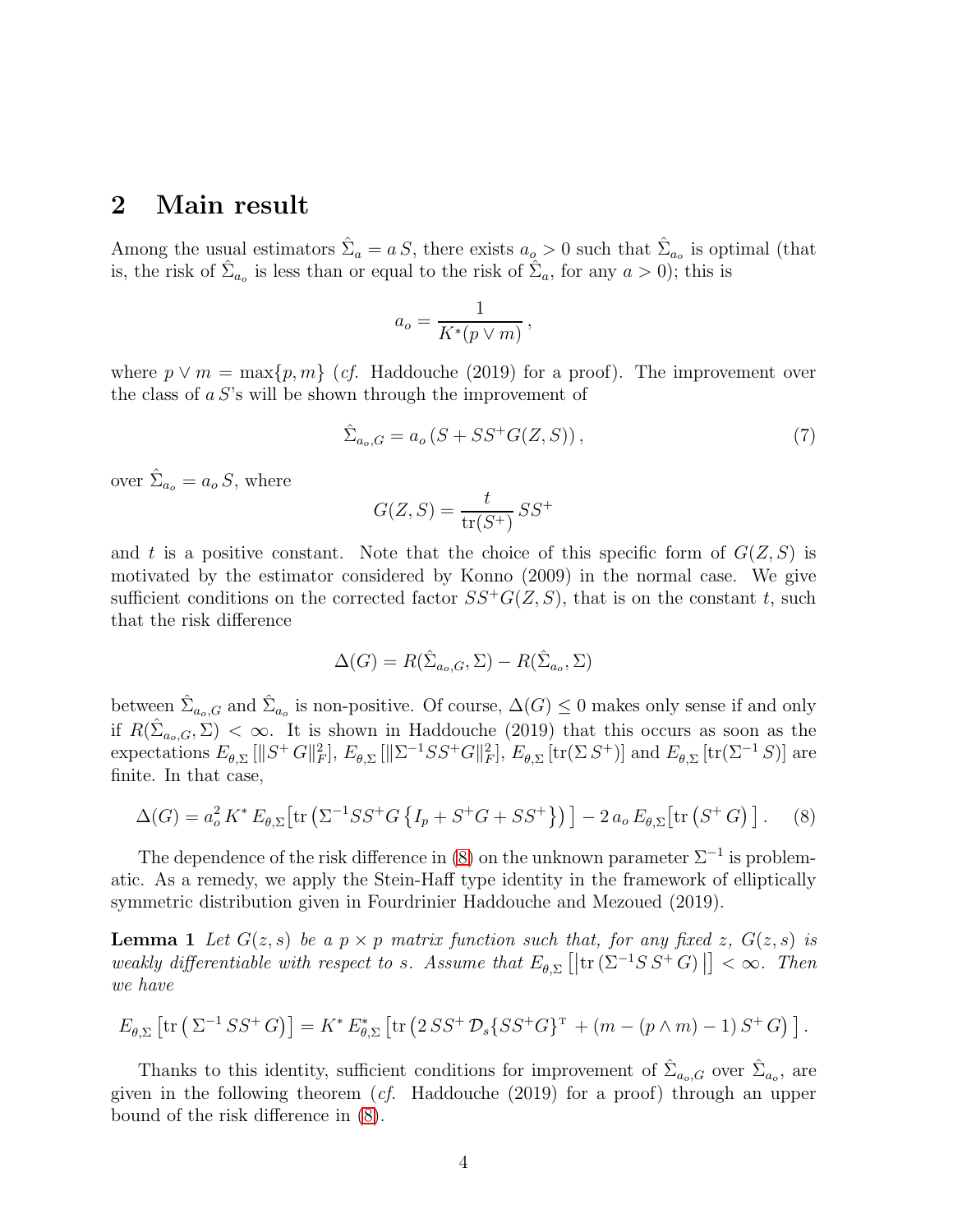## 2 Main result

Among the usual estimators $\hat{\Sigma}_a = a\, S$, there exists $a_o > 0$ such that $\hat{\Sigma}_{a_o}$ is optimal (that is, the risk of $\hat{\Sigma}_{a_o}$ is less than or equal to the risk of $\hat{\Sigma}_a$, for any $a > 0$); this is

$$a_o = \frac{1}{K^*(p \vee m)}\,,$$

where $p \vee m = \max\{p, m\}$ (*cf.* Haddouche (2019) for a proof). The improvement over the class of $a\, S$'s will be shown through the improvement of

$$\hat{\Sigma}_{a_o,G} = a_o \left(S + SS^{+}G(Z,S)\right), \tag{7}$$

over $\hat{\Sigma}_{a_o} = a_o\, S$, where

$$G(Z,S) = \frac{t}{\mathrm{tr}(S^{+})}\, SS^{+}$$

and $t$ is a positive constant. Note that the choice of this specific form of $G(Z,S)$ is motivated by the estimator considered by Konno (2009) in the normal case. We give sufficient conditions on the corrected factor $SS^{+}G(Z,S)$, that is on the constant $t$, such that the risk difference

$$\Delta(G) = R(\hat{\Sigma}_{a_o,G}, \Sigma) - R(\hat{\Sigma}_{a_o}, \Sigma)$$

between $\hat{\Sigma}_{a_o,G}$ and $\hat{\Sigma}_{a_o}$ is non-positive. Of course, $\Delta(G) \leq 0$ makes only sense if and only if $R(\hat{\Sigma}_{a_o,G}, \Sigma) < \infty$. It is shown in Haddouche (2019) that this occurs as soon as the expectations $E_{\theta,\Sigma}\left[\|S^{+}\,G\|_F^2\right]$, $E_{\theta,\Sigma}\left[\|\Sigma^{-1}SS^{+}G\|_F^2\right]$, $E_{\theta,\Sigma}\left[\mathrm{tr}(\Sigma\, S^{+})\right]$ and $E_{\theta,\Sigma}\left[\mathrm{tr}(\Sigma^{-1}\, S)\right]$ are finite. In that case,

$$\Delta(G) = a_o^2\, K^*\, E_{\theta,\Sigma}\!\left[\mathrm{tr}\left(\Sigma^{-1}SS^{+}G\left\{I_p + S^{+}G + SS^{+}\right\}\right)\right] - 2\, a_o\, E_{\theta,\Sigma}\!\left[\mathrm{tr}\left(S^{+}\,G\right)\right]. \tag{8}$$

The dependence of the risk difference in (8) on the unknown parameter $\Sigma^{-1}$ is problematic. As a remedy, we apply the Stein-Haff type identity in the framework of elliptically symmetric distribution given in Fourdrinier Haddouche and Mezoued (2019).

**Lemma 1** *Let $G(z,s)$ be a $p \times p$ matrix function such that, for any fixed $z$, $G(z,s)$ is weakly differentiable with respect to $s$. Assume that $E_{\theta,\Sigma}\left[\left|\mathrm{tr}\left(\Sigma^{-1}S\,S^{+}\,G\right)\right|\right] < \infty$. Then we have*

$$E_{\theta,\Sigma}\left[\mathrm{tr}\left(\Sigma^{-1}\,SS^{+}\,G\right)\right] = K^*\, E^*_{\theta,\Sigma}\left[\mathrm{tr}\left(2\,SS^{+}\,\mathcal{D}_s\{SS^{+}G\}^{\mathrm{T}} + (m - (p \wedge m) - 1)\,S^{+}\,G\right)\right].$$

Thanks to this identity, sufficient conditions for improvement of $\hat{\Sigma}_{a_o,G}$ over $\hat{\Sigma}_{a_o}$, are given in the following theorem (*cf.* Haddouche (2019) for a proof) through an upper bound of the risk difference in (8).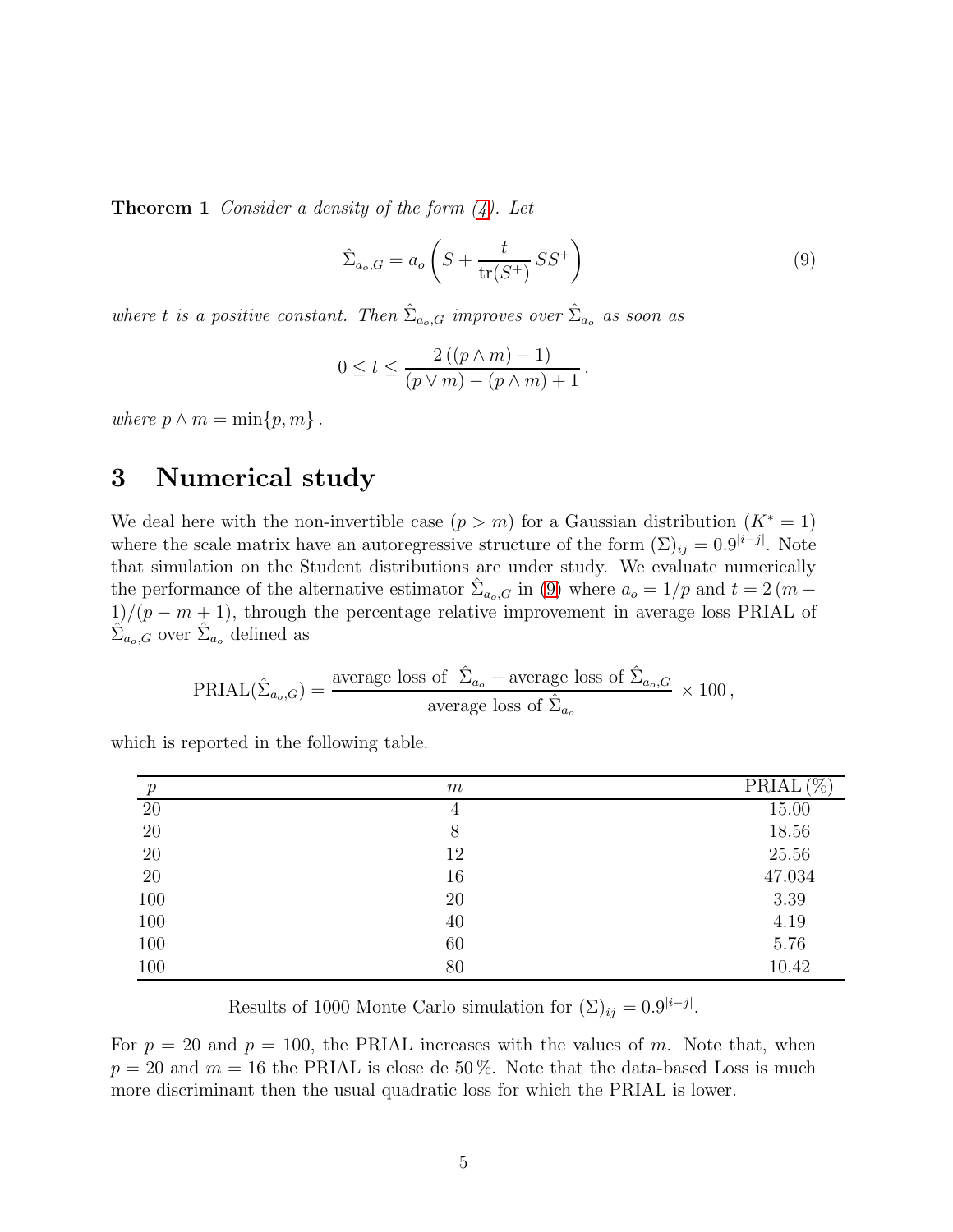**Theorem 1** *Consider a density of the form (4). Let*

$$\hat{\Sigma}_{a_o,G} = a_o \left( S + \frac{t}{\operatorname{tr}(S^+)} \, S S^+ \right) \tag{9}$$

*where $t$ is a positive constant. Then $\hat{\Sigma}_{a_o,G}$ improves over $\hat{\Sigma}_{a_o}$ as soon as*

$$0 \leq t \leq \frac{2\left((p \wedge m) - 1\right)}{(p \vee m) - (p \wedge m) + 1} \, .$$

*where $p \wedge m = \min\{p, m\}$ .*

## 3 Numerical study

We deal here with the non-invertible case ($p > m$) for a Gaussian distribution ($K^* = 1$) where the scale matrix have an autoregressive structure of the form $(\Sigma)_{ij} = 0.9^{|i-j|}$. Note that simulation on the Student distributions are under study. We evaluate numerically the performance of the alternative estimator $\hat{\Sigma}_{a_o,G}$ in (9) where $a_o = 1/p$ and $t = 2\,(m-1)/(p-m+1)$, through the percentage relative improvement in average loss PRIAL of $\hat{\Sigma}_{a_o,G}$ over $\hat{\Sigma}_{a_o}$ defined as

$$\operatorname{PRIAL}(\hat{\Sigma}_{a_o,G}) = \frac{\text{average loss of } \; \hat{\Sigma}_{a_o} - \text{average loss of } \hat{\Sigma}_{a_o,G}}{\text{average loss of } \hat{\Sigma}_{a_o}} \times 100 \, ,$$

which is reported in the following table.

| $p$ | $m$ | PRIAL (%) |
|---|---|---|
| 20 | 4 | 15.00 |
| 20 | 8 | 18.56 |
| 20 | 12 | 25.56 |
| 20 | 16 | 47.034 |
| 100 | 20 | 3.39 |
| 100 | 40 | 4.19 |
| 100 | 60 | 5.76 |
| 100 | 80 | 10.42 |

Results of 1000 Monte Carlo simulation for $(\Sigma)_{ij} = 0.9^{|i-j|}$.

For $p = 20$ and $p = 100$, the PRIAL increases with the values of $m$. Note that, when $p = 20$ and $m = 16$ the PRIAL is close de 50 %. Note that the data-based Loss is much more discriminant then the usual quadratic loss for which the PRIAL is lower.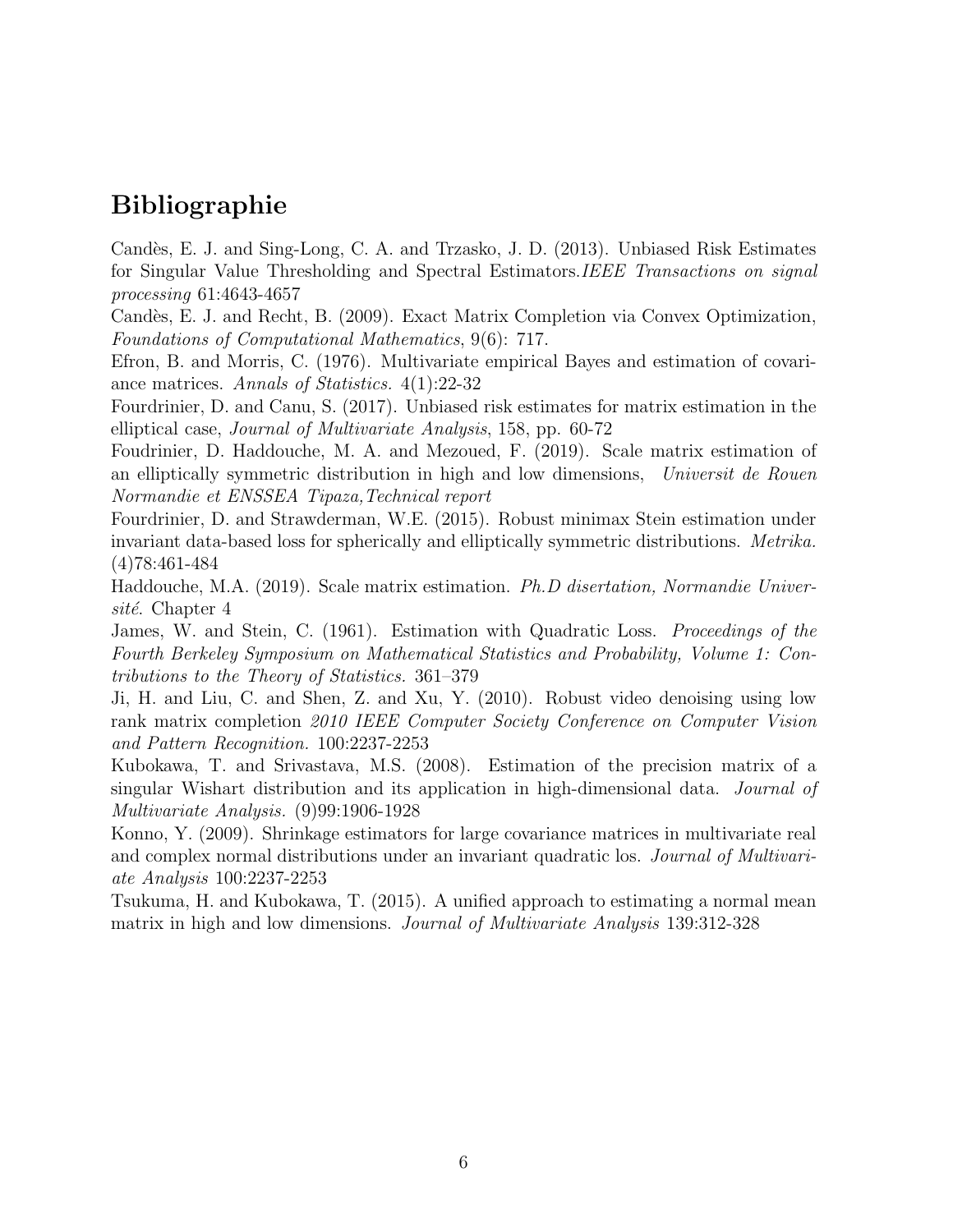# Bibliographie

Candès, E. J. and Sing-Long, C. A. and Trzasko, J. D. (2013). Unbiased Risk Estimates for Singular Value Thresholding and Spectral Estimators.*IEEE Transactions on signal processing* 61:4643-4657

Candès, E. J. and Recht, B. (2009). Exact Matrix Completion via Convex Optimization, *Foundations of Computational Mathematics*, 9(6): 717.

Efron, B. and Morris, C. (1976). Multivariate empirical Bayes and estimation of covariance matrices. *Annals of Statistics.* 4(1):22-32

Fourdrinier, D. and Canu, S. (2017). Unbiased risk estimates for matrix estimation in the elliptical case, *Journal of Multivariate Analysis*, 158, pp. 60-72

Foudrinier, D. Haddouche, M. A. and Mezoued, F. (2019). Scale matrix estimation of an elliptically symmetric distribution in high and low dimensions, *Universit de Rouen Normandie et ENSSEA Tipaza,Technical report*

Fourdrinier, D. and Strawderman, W.E. (2015). Robust minimax Stein estimation under invariant data-based loss for spherically and elliptically symmetric distributions. *Metrika.* (4)78:461-484

Haddouche, M.A. (2019). Scale matrix estimation. *Ph.D disertation, Normandie Université*. Chapter 4

James, W. and Stein, C. (1961). Estimation with Quadratic Loss. *Proceedings of the Fourth Berkeley Symposium on Mathematical Statistics and Probability, Volume 1: Contributions to the Theory of Statistics.* 361–379

Ji, H. and Liu, C. and Shen, Z. and Xu, Y. (2010). Robust video denoising using low rank matrix completion *2010 IEEE Computer Society Conference on Computer Vision and Pattern Recognition.* 100:2237-2253

Kubokawa, T. and Srivastava, M.S. (2008). Estimation of the precision matrix of a singular Wishart distribution and its application in high-dimensional data. *Journal of Multivariate Analysis.* (9)99:1906-1928

Konno, Y. (2009). Shrinkage estimators for large covariance matrices in multivariate real and complex normal distributions under an invariant quadratic los. *Journal of Multivariate Analysis* 100:2237-2253

Tsukuma, H. and Kubokawa, T. (2015). A unified approach to estimating a normal mean matrix in high and low dimensions. *Journal of Multivariate Analysis* 139:312-328